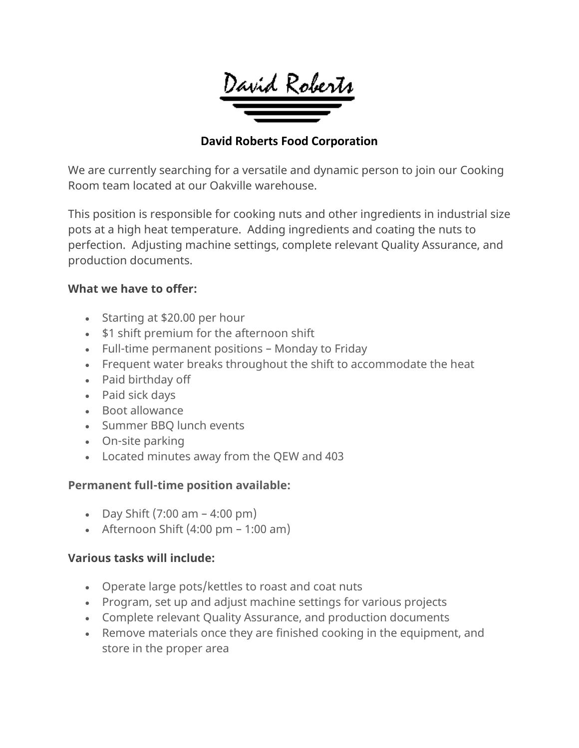# David Roberts Food Corporation

We are currently searching for a versatile and dynamic person to join our Cooking Room team located at our Oakville warehouse.

This position is responsible for cooking nuts and other ingredients in industrial size pots at a high heat temperature. Adding ingredients and coating the nuts to perfection. Adjusting machine settings, complete relevant Quality Assurance, and production documents.

**What we have to offer:**

- Starting at $20.00 per hour
- $1 shift premium for the afternoon shift
- Full-time permanent positions – Monday to Friday
- Frequent water breaks throughout the shift to accommodate the heat
- Paid birthday off
- Paid sick days
- Boot allowance
- Summer BBQ lunch events
- On-site parking
- Located minutes away from the QEW and 403

**Permanent full-time position available:**

- Day Shift (7:00 am – 4:00 pm)
- Afternoon Shift (4:00 pm – 1:00 am)

**Various tasks will include:**

- Operate large pots/kettles to roast and coat nuts
- Program, set up and adjust machine settings for various projects
- Complete relevant Quality Assurance, and production documents
- Remove materials once they are finished cooking in the equipment, and store in the proper area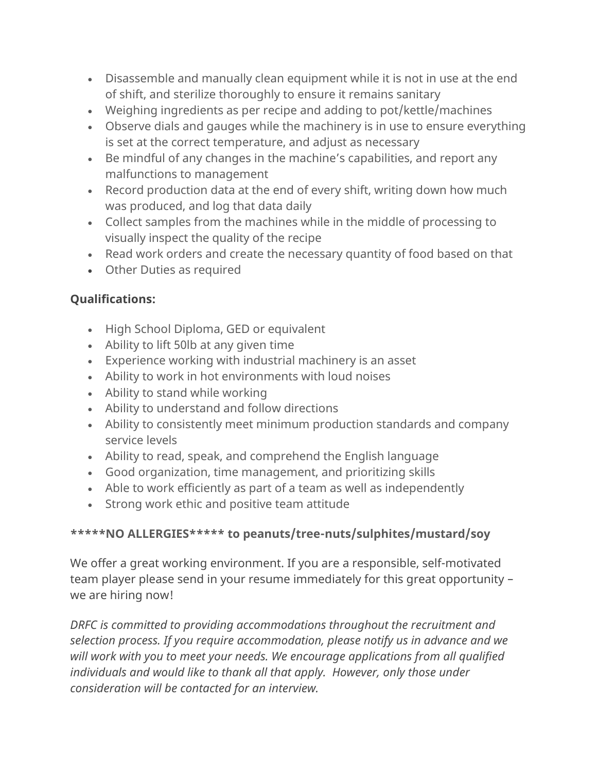- Disassemble and manually clean equipment while it is not in use at the end of shift, and sterilize thoroughly to ensure it remains sanitary
- Weighing ingredients as per recipe and adding to pot/kettle/machines
- Observe dials and gauges while the machinery is in use to ensure everything is set at the correct temperature, and adjust as necessary
- Be mindful of any changes in the machine's capabilities, and report any malfunctions to management
- Record production data at the end of every shift, writing down how much was produced, and log that data daily
- Collect samples from the machines while in the middle of processing to visually inspect the quality of the recipe
- Read work orders and create the necessary quantity of food based on that
- Other Duties as required

**Qualifications:**

- High School Diploma, GED or equivalent
- Ability to lift 50lb at any given time
- Experience working with industrial machinery is an asset
- Ability to work in hot environments with loud noises
- Ability to stand while working
- Ability to understand and follow directions
- Ability to consistently meet minimum production standards and company service levels
- Ability to read, speak, and comprehend the English language
- Good organization, time management, and prioritizing skills
- Able to work efficiently as part of a team as well as independently
- Strong work ethic and positive team attitude

**\*\*\*\*\*NO ALLERGIES\*\*\*\*\* to peanuts/tree-nuts/sulphites/mustard/soy**

We offer a great working environment. If you are a responsible, self-motivated team player please send in your resume immediately for this great opportunity – we are hiring now!

*DRFC is committed to providing accommodations throughout the recruitment and selection process. If you require accommodation, please notify us in advance and we will work with you to meet your needs. We encourage applications from all qualified individuals and would like to thank all that apply. However, only those under consideration will be contacted for an interview.*